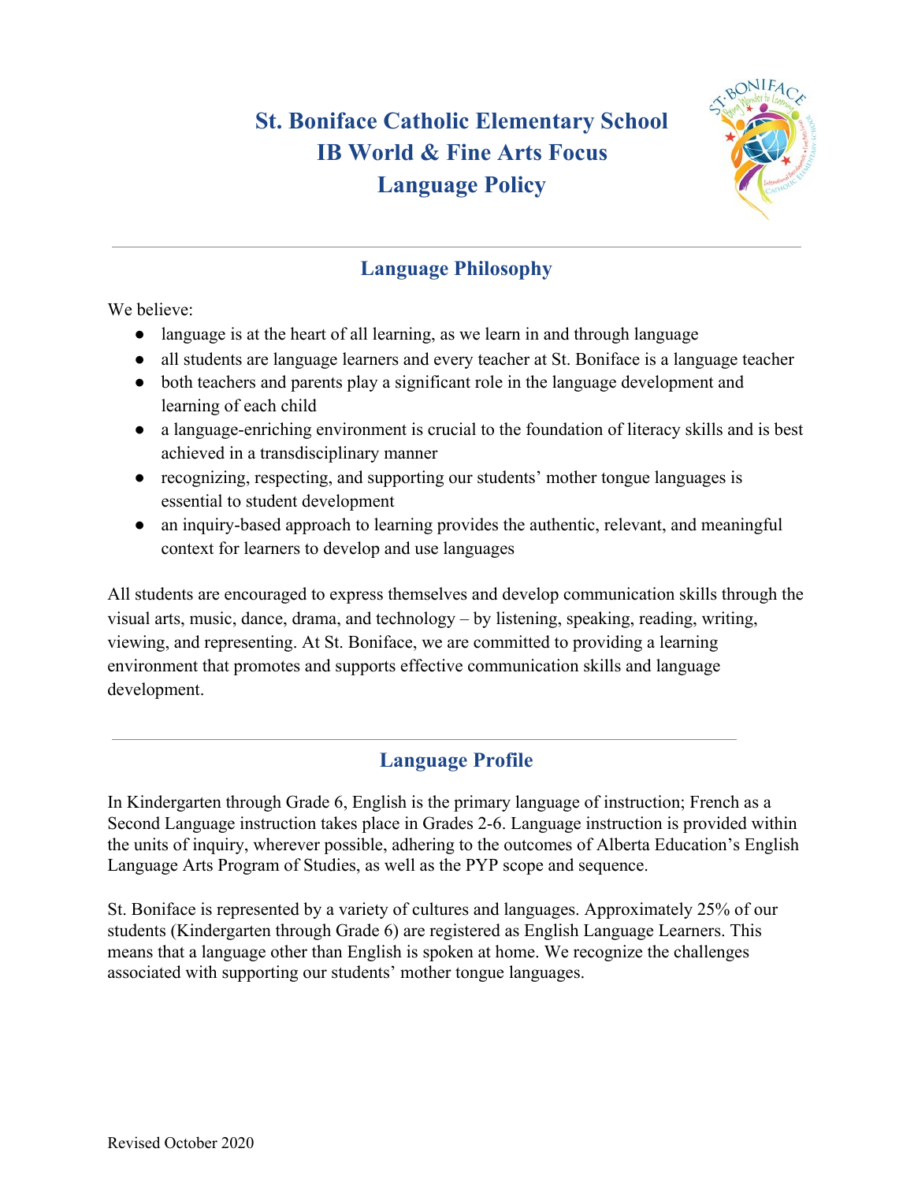# St. Boniface Catholic Elementary School
# IB World & Fine Arts Focus
# Language Policy

## Language Philosophy

We believe:

- language is at the heart of all learning, as we learn in and through language
- all students are language learners and every teacher at St. Boniface is a language teacher
- both teachers and parents play a significant role in the language development and learning of each child
- a language-enriching environment is crucial to the foundation of literacy skills and is best achieved in a transdisciplinary manner
- recognizing, respecting, and supporting our students' mother tongue languages is essential to student development
- an inquiry-based approach to learning provides the authentic, relevant, and meaningful context for learners to develop and use languages

All students are encouraged to express themselves and develop communication skills through the visual arts, music, dance, drama, and technology – by listening, speaking, reading, writing, viewing, and representing. At St. Boniface, we are committed to providing a learning environment that promotes and supports effective communication skills and language development.

## Language Profile

In Kindergarten through Grade 6, English is the primary language of instruction; French as a Second Language instruction takes place in Grades 2-6. Language instruction is provided within the units of inquiry, wherever possible, adhering to the outcomes of Alberta Education's English Language Arts Program of Studies, as well as the PYP scope and sequence.

St. Boniface is represented by a variety of cultures and languages. Approximately 25% of our students (Kindergarten through Grade 6) are registered as English Language Learners. This means that a language other than English is spoken at home. We recognize the challenges associated with supporting our students' mother tongue languages.

Revised October 2020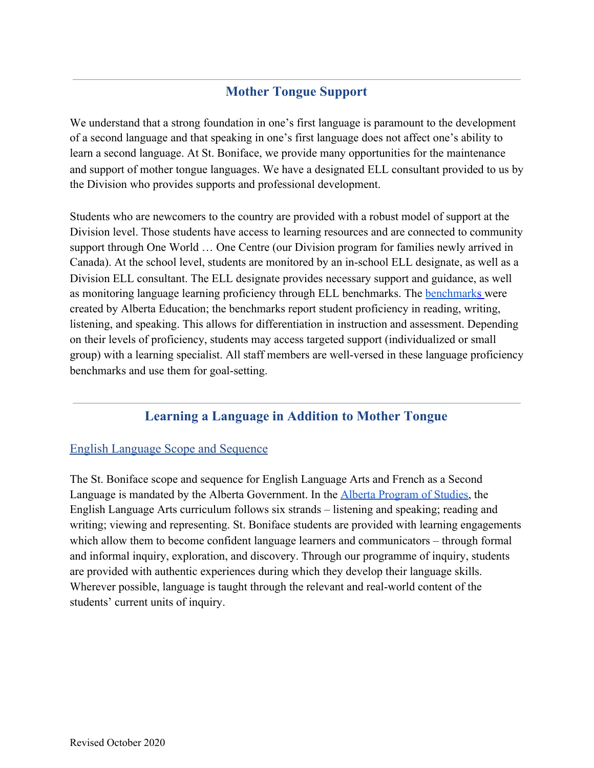## Mother Tongue Support

We understand that a strong foundation in one's first language is paramount to the development of a second language and that speaking in one's first language does not affect one's ability to learn a second language. At St. Boniface, we provide many opportunities for the maintenance and support of mother tongue languages. We have a designated ELL consultant provided to us by the Division who provides supports and professional development.

Students who are newcomers to the country are provided with a robust model of support at the Division level. Those students have access to learning resources and are connected to community support through One World … One Centre (our Division program for families newly arrived in Canada). At the school level, students are monitored by an in-school ELL designate, as well as a Division ELL consultant. The ELL designate provides necessary support and guidance, as well as monitoring language learning proficiency through ELL benchmarks. The benchmarks were created by Alberta Education; the benchmarks report student proficiency in reading, writing, listening, and speaking. This allows for differentiation in instruction and assessment. Depending on their levels of proficiency, students may access targeted support (individualized or small group) with a learning specialist. All staff members are well-versed in these language proficiency benchmarks and use them for goal-setting.

## Learning a Language in Addition to Mother Tongue

English Language Scope and Sequence

The St. Boniface scope and sequence for English Language Arts and French as a Second Language is mandated by the Alberta Government. In the Alberta Program of Studies, the English Language Arts curriculum follows six strands – listening and speaking; reading and writing; viewing and representing. St. Boniface students are provided with learning engagements which allow them to become confident language learners and communicators – through formal and informal inquiry, exploration, and discovery. Through our programme of inquiry, students are provided with authentic experiences during which they develop their language skills. Wherever possible, language is taught through the relevant and real-world content of the students' current units of inquiry.

Revised October 2020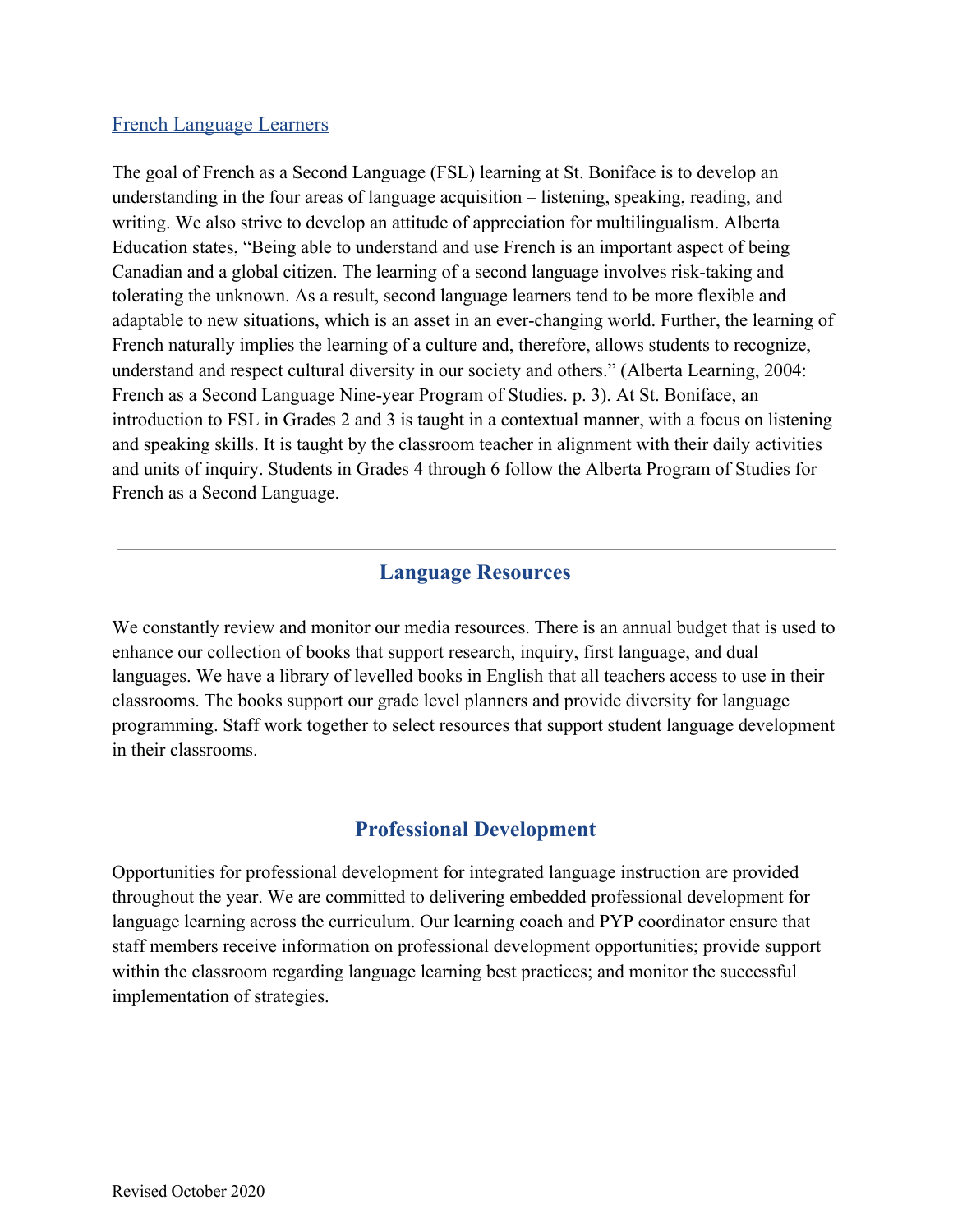French Language Learners

The goal of French as a Second Language (FSL) learning at St. Boniface is to develop an understanding in the four areas of language acquisition – listening, speaking, reading, and writing. We also strive to develop an attitude of appreciation for multilingualism. Alberta Education states, "Being able to understand and use French is an important aspect of being Canadian and a global citizen. The learning of a second language involves risk-taking and tolerating the unknown. As a result, second language learners tend to be more flexible and adaptable to new situations, which is an asset in an ever-changing world. Further, the learning of French naturally implies the learning of a culture and, therefore, allows students to recognize, understand and respect cultural diversity in our society and others." (Alberta Learning, 2004: French as a Second Language Nine-year Program of Studies. p. 3). At St. Boniface, an introduction to FSL in Grades 2 and 3 is taught in a contextual manner, with a focus on listening and speaking skills. It is taught by the classroom teacher in alignment with their daily activities and units of inquiry. Students in Grades 4 through 6 follow the Alberta Program of Studies for French as a Second Language.

---

## Language Resources

We constantly review and monitor our media resources. There is an annual budget that is used to enhance our collection of books that support research, inquiry, first language, and dual languages. We have a library of levelled books in English that all teachers access to use in their classrooms. The books support our grade level planners and provide diversity for language programming. Staff work together to select resources that support student language development in their classrooms.

---

## Professional Development

Opportunities for professional development for integrated language instruction are provided throughout the year. We are committed to delivering embedded professional development for language learning across the curriculum. Our learning coach and PYP coordinator ensure that staff members receive information on professional development opportunities; provide support within the classroom regarding language learning best practices; and monitor the successful implementation of strategies.

Revised October 2020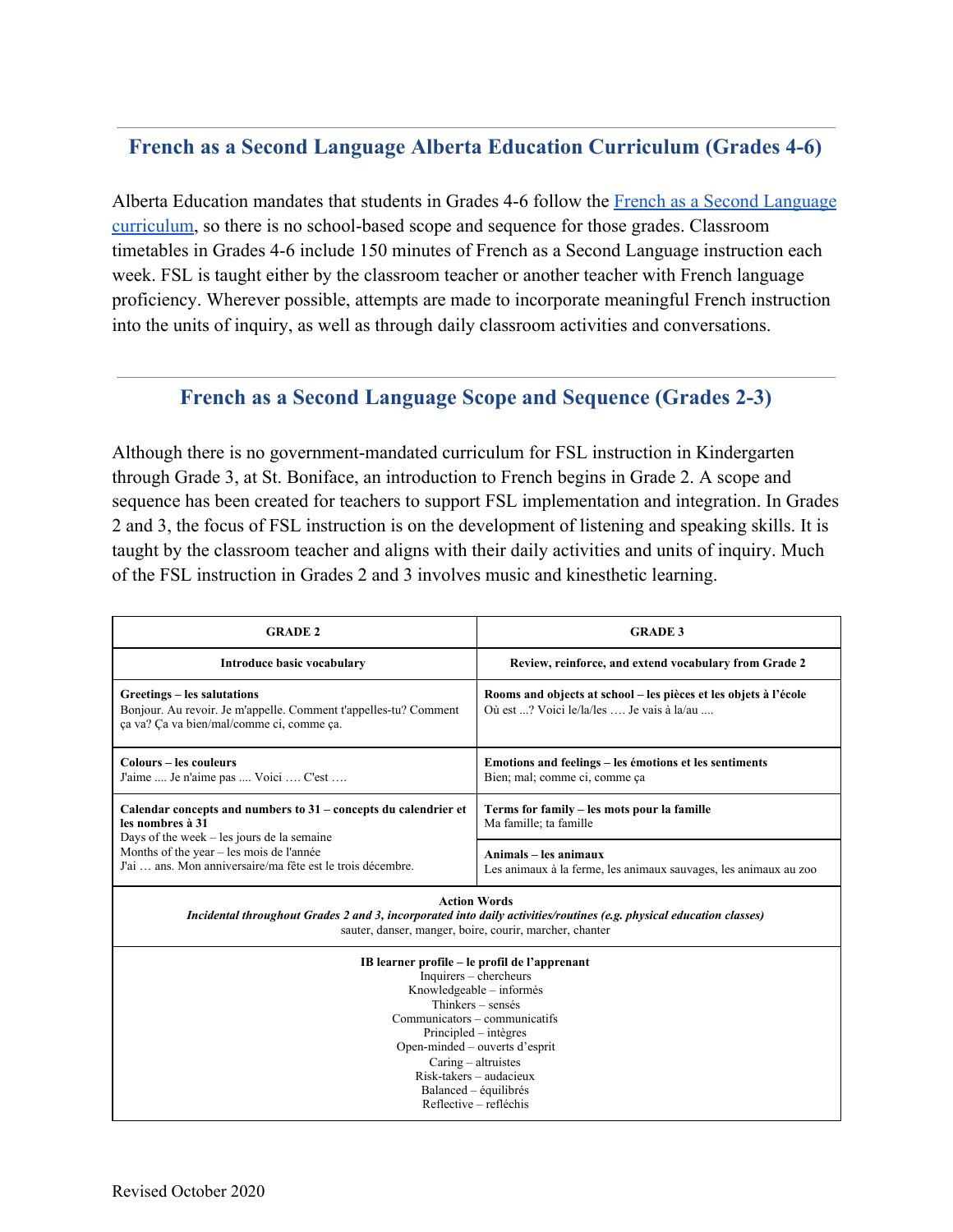## French as a Second Language Alberta Education Curriculum (Grades 4-6)

Alberta Education mandates that students in Grades 4-6 follow the [French as a Second Language curriculum](), so there is no school-based scope and sequence for those grades. Classroom timetables in Grades 4-6 include 150 minutes of French as a Second Language instruction each week. FSL is taught either by the classroom teacher or another teacher with French language proficiency. Wherever possible, attempts are made to incorporate meaningful French instruction into the units of inquiry, as well as through daily classroom activities and conversations.

## French as a Second Language Scope and Sequence (Grades 2-3)

Although there is no government-mandated curriculum for FSL instruction in Kindergarten through Grade 3, at St. Boniface, an introduction to French begins in Grade 2. A scope and sequence has been created for teachers to support FSL implementation and integration. In Grades 2 and 3, the focus of FSL instruction is on the development of listening and speaking skills. It is taught by the classroom teacher and aligns with their daily activities and units of inquiry. Much of the FSL instruction in Grades 2 and 3 involves music and kinesthetic learning.

| GRADE 2 | GRADE 3 |
|---|---|
| **Introduce basic vocabulary** | **Review, reinforce, and extend vocabulary from Grade 2** |
| **Greetings – les salutations**<br>Bonjour. Au revoir. Je m'appelle. Comment t'appelles-tu? Comment ça va? Ça va bien/mal/comme ci, comme ça. | **Rooms and objects at school – les pièces et les objets à l'école**<br>Où est ...? Voici le/la/les …. Je vais à la/au .... |
| **Colours – les couleurs**<br>J'aime .... Je n'aime pas .... Voici …. C'est …. | **Emotions and feelings – les émotions et les sentiments**<br>Bien; mal; comme ci, comme ça |
| **Calendar concepts and numbers to 31 – concepts du calendrier et les nombres à 31**<br>Days of the week – les jours de la semaine<br>Months of the year – les mois de l'année<br>J'ai … ans. Mon anniversaire/ma fête est le trois décembre. | **Terms for family – les mots pour la famille**<br>Ma famille; ta famille<br><br>**Animals – les animaux**<br>Les animaux à la ferme, les animaux sauvages, les animaux au zoo |
| **Action Words**<br>***Incidental throughout Grades 2 and 3, incorporated into daily activities/routines (e.g. physical education classes)***<br>sauter, danser, manger, boire, courir, marcher, chanter | |
| **IB learner profile – le profil de l'apprenant**<br>Inquirers – chercheurs<br>Knowledgeable – informés<br>Thinkers – sensés<br>Communicators – communicatifs<br>Principled – intègres<br>Open-minded – ouverts d'esprit<br>Caring – altruistes<br>Risk-takers – audacieux<br>Balanced – équilibrés<br>Reflective – refléchis | |

Revised October 2020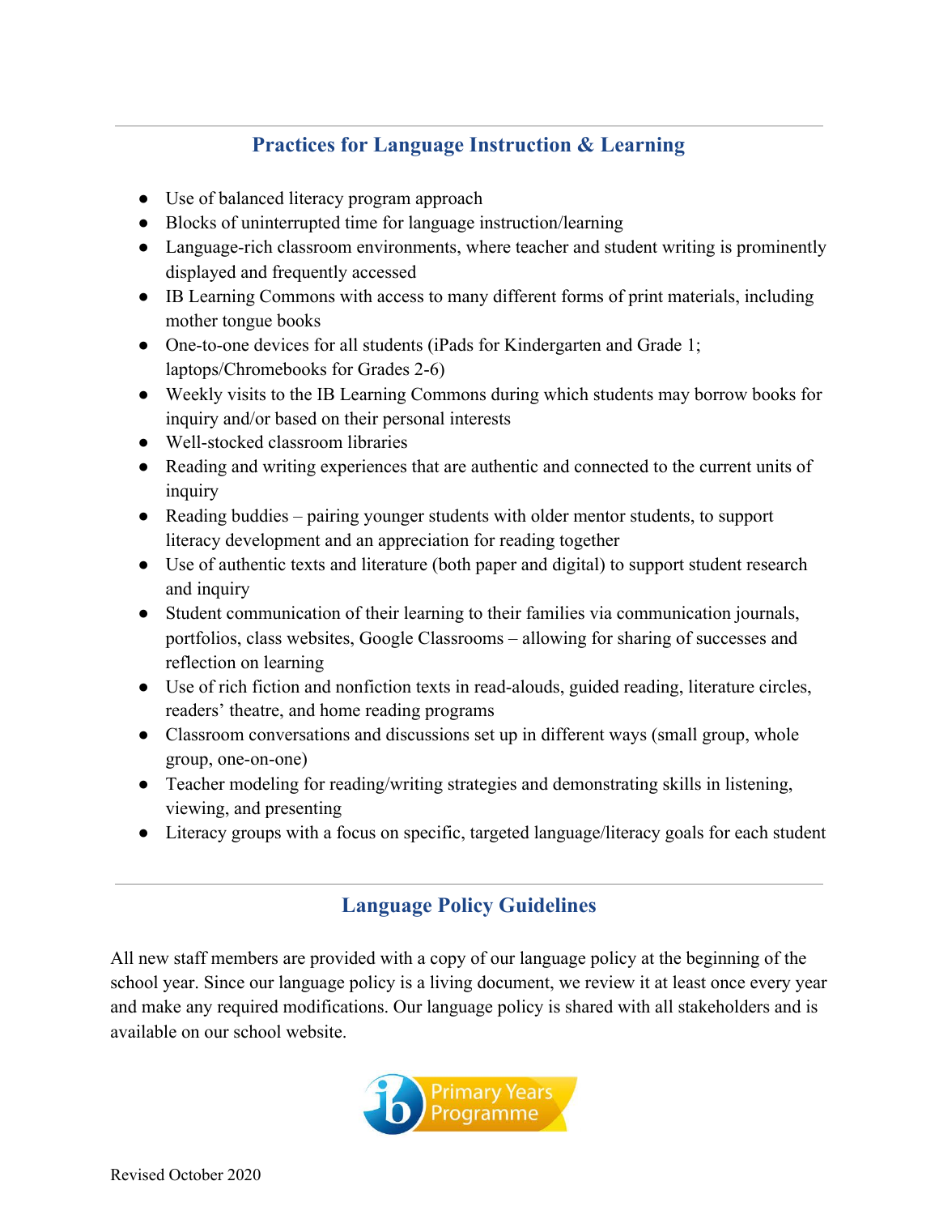## Practices for Language Instruction & Learning

- Use of balanced literacy program approach
- Blocks of uninterrupted time for language instruction/learning
- Language-rich classroom environments, where teacher and student writing is prominently displayed and frequently accessed
- IB Learning Commons with access to many different forms of print materials, including mother tongue books
- One-to-one devices for all students (iPads for Kindergarten and Grade 1; laptops/Chromebooks for Grades 2-6)
- Weekly visits to the IB Learning Commons during which students may borrow books for inquiry and/or based on their personal interests
- Well-stocked classroom libraries
- Reading and writing experiences that are authentic and connected to the current units of inquiry
- Reading buddies – pairing younger students with older mentor students, to support literacy development and an appreciation for reading together
- Use of authentic texts and literature (both paper and digital) to support student research and inquiry
- Student communication of their learning to their families via communication journals, portfolios, class websites, Google Classrooms – allowing for sharing of successes and reflection on learning
- Use of rich fiction and nonfiction texts in read-alouds, guided reading, literature circles, readers' theatre, and home reading programs
- Classroom conversations and discussions set up in different ways (small group, whole group, one-on-one)
- Teacher modeling for reading/writing strategies and demonstrating skills in listening, viewing, and presenting
- Literacy groups with a focus on specific, targeted language/literacy goals for each student

## Language Policy Guidelines

All new staff members are provided with a copy of our language policy at the beginning of the school year. Since our language policy is a living document, we review it at least once every year and make any required modifications. Our language policy is shared with all stakeholders and is available on our school website.

Primary Years Programme

Revised October 2020